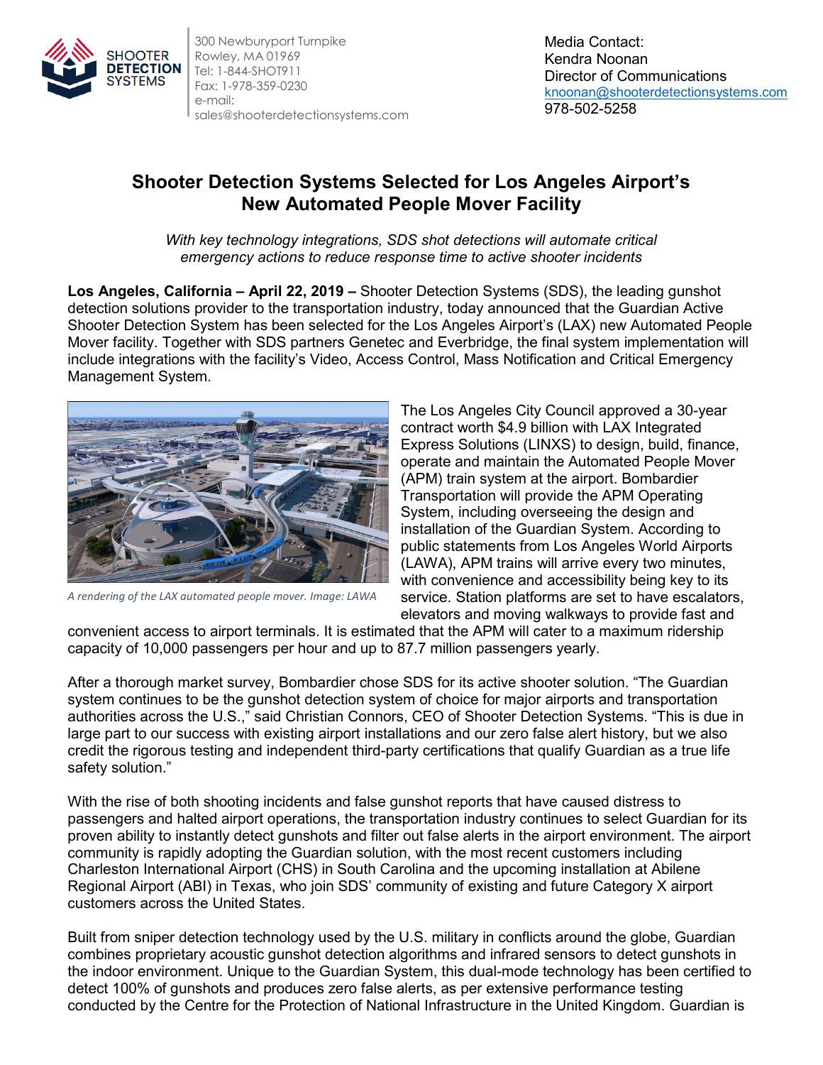SHOOTER DETECTION SYSTEMS

300 Newburyport Turnpike
Rowley, MA 01969
Tel: 1-844-SHOT911
Fax: 1-978-359-0230
e-mail:
sales@shooterdetectionsystems.com

Media Contact:
Kendra Noonan
Director of Communications
knoonan@shooterdetectionsystems.com
978-502-5258

# Shooter Detection Systems Selected for Los Angeles Airport's New Automated People Mover Facility

*With key technology integrations, SDS shot detections will automate critical emergency actions to reduce response time to active shooter incidents*

**Los Angeles, California – April 22, 2019 –** Shooter Detection Systems (SDS), the leading gunshot detection solutions provider to the transportation industry, today announced that the Guardian Active Shooter Detection System has been selected for the Los Angeles Airport's (LAX) new Automated People Mover facility. Together with SDS partners Genetec and Everbridge, the final system implementation will include integrations with the facility's Video, Access Control, Mass Notification and Critical Emergency Management System.

*A rendering of the LAX automated people mover. Image: LAWA*

The Los Angeles City Council approved a 30-year contract worth $4.9 billion with LAX Integrated Express Solutions (LINXS) to design, build, finance, operate and maintain the Automated People Mover (APM) train system at the airport. Bombardier Transportation will provide the APM Operating System, including overseeing the design and installation of the Guardian System. According to public statements from Los Angeles World Airports (LAWA), APM trains will arrive every two minutes, with convenience and accessibility being key to its service. Station platforms are set to have escalators, elevators and moving walkways to provide fast and convenient access to airport terminals. It is estimated that the APM will cater to a maximum ridership capacity of 10,000 passengers per hour and up to 87.7 million passengers yearly.

After a thorough market survey, Bombardier chose SDS for its active shooter solution. "The Guardian system continues to be the gunshot detection system of choice for major airports and transportation authorities across the U.S.," said Christian Connors, CEO of Shooter Detection Systems. "This is due in large part to our success with existing airport installations and our zero false alert history, but we also credit the rigorous testing and independent third-party certifications that qualify Guardian as a true life safety solution."

With the rise of both shooting incidents and false gunshot reports that have caused distress to passengers and halted airport operations, the transportation industry continues to select Guardian for its proven ability to instantly detect gunshots and filter out false alerts in the airport environment. The airport community is rapidly adopting the Guardian solution, with the most recent customers including Charleston International Airport (CHS) in South Carolina and the upcoming installation at Abilene Regional Airport (ABI) in Texas, who join SDS' community of existing and future Category X airport customers across the United States.

Built from sniper detection technology used by the U.S. military in conflicts around the globe, Guardian combines proprietary acoustic gunshot detection algorithms and infrared sensors to detect gunshots in the indoor environment. Unique to the Guardian System, this dual-mode technology has been certified to detect 100% of gunshots and produces zero false alerts, as per extensive performance testing conducted by the Centre for the Protection of National Infrastructure in the United Kingdom. Guardian is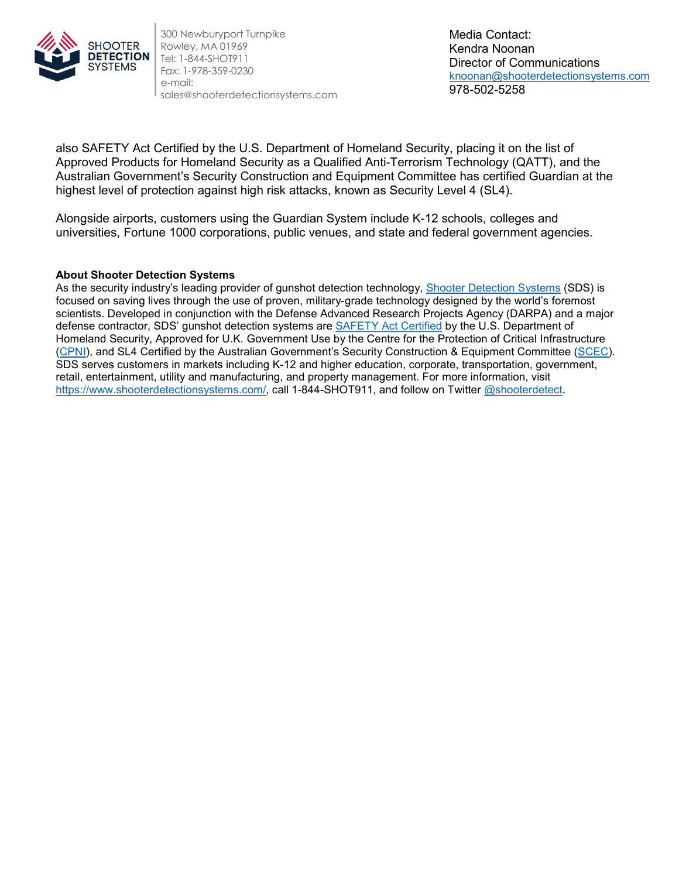also SAFETY Act Certified by the U.S. Department of Homeland Security, placing it on the list of Approved Products for Homeland Security as a Qualified Anti-Terrorism Technology (QATT), and the Australian Government's Security Construction and Equipment Committee has certified Guardian at the highest level of protection against high risk attacks, known as Security Level 4 (SL4).

Alongside airports, customers using the Guardian System include K-12 schools, colleges and universities, Fortune 1000 corporations, public venues, and state and federal government agencies.

**About Shooter Detection Systems**

As the security industry's leading provider of gunshot detection technology, Shooter Detection Systems (SDS) is focused on saving lives through the use of proven, military-grade technology designed by the world's foremost scientists. Developed in conjunction with the Defense Advanced Research Projects Agency (DARPA) and a major defense contractor, SDS' gunshot detection systems are SAFETY Act Certified by the U.S. Department of Homeland Security, Approved for U.K. Government Use by the Centre for the Protection of Critical Infrastructure (CPNI), and SL4 Certified by the Australian Government's Security Construction & Equipment Committee (SCEC). SDS serves customers in markets including K-12 and higher education, corporate, transportation, government, retail, entertainment, utility and manufacturing, and property management. For more information, visit https://www.shooterdetectionsystems.com/, call 1-844-SHOT911, and follow on Twitter @shooterdetect.